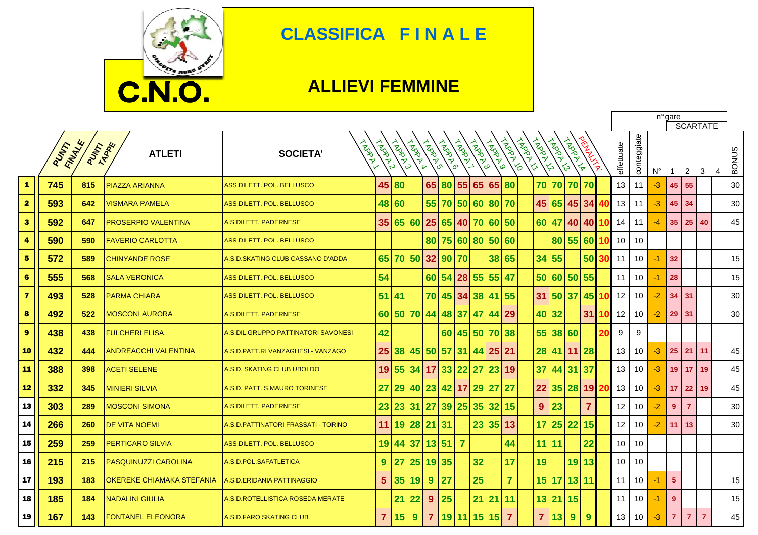# CLASSIFICA F I N A L E

## ALLIEVI FEMMINE

**C.N.O.**

| | PUNTI FINALE | PUNTI TAPPE | ATLETI | SOCIETA' | TAPPA 1 | TAPPA 2 | TAPPA 3 | TAPPA 4 | TAPPA 5 | TAPPA 6 | TAPPA 7 | TAPPA 8 | TAPPA 9 | TAPPA 10 | TAPPA 11 | TAPPA 12 | TAPPA 13 | TAPPA 14 | PENALITA' | n° gare effettuate | n° gare conteggiate | SCARTATE N° | SCARTATE 1 | SCARTATE 2 | SCARTATE 3 | SCARTATE 4 | BONUS |
|---|---|---|---|---|---|---|---|---|---|---|---|---|---|---|---|---|---|---|---|---|---|---|---|---|---|---|---|
| 1 | 745 | 815 | PIAZZA ARIANNA | ASS.DILETT. POL. BELLUSCO | 45 | 80 | | 65 | 80 | 55 | 65 | 65 | 80 | | 70 | 70 | 70 | 70 | | 13 | 11 | -3 | 45 | 55 | | | 30 |
| 2 | 593 | 642 | VISMARA PAMELA | ASS.DILETT. POL. BELLUSCO | 48 | 60 | | 55 | 70 | 50 | 60 | 80 | 70 | | 45 | 65 | 45 | 34 | 40 | 13 | 11 | -3 | 45 | 34 | | | 30 |
| 3 | 592 | 647 | PROSERPIO VALENTINA | A.S.DILETT. PADERNESE | 35 | 65 | 60 | 25 | 65 | 40 | 70 | 60 | 50 | | 60 | 47 | 40 | 40 | 10 | 14 | 11 | -4 | 35 | 25 | 40 | | 45 |
| 4 | 590 | 590 | FAVERIO CARLOTTA | ASS.DILETT. POL. BELLUSCO | | | | 80 | 75 | 60 | 80 | 50 | 60 | | | 80 | 55 | 60 | 10 | 10 | 10 | | | | | | |
| 5 | 572 | 589 | CHINYANDE ROSE | A.S.D.SKATING CLUB CASSANO D'ADDA | 65 | 70 | 50 | 32 | 90 | 70 | | 38 | 65 | | 34 | 55 | | 50 | 30 | 11 | 10 | -1 | 32 | | | | 15 |
| 6 | 555 | 568 | SALA VERONICA | ASS.DILETT. POL. BELLUSCO | 54 | | | 60 | 54 | 28 | 55 | 55 | 47 | | 50 | 60 | 50 | 55 | | 11 | 10 | -1 | 28 | | | | 15 |
| 7 | 493 | 528 | PARMA CHIARA | ASS.DILETT. POL. BELLUSCO | 51 | 41 | | 70 | 45 | 34 | 38 | 41 | 55 | | 31 | 50 | 37 | 45 | 10 | 12 | 10 | -2 | 34 | 31 | | | 30 |
| 8 | 492 | 522 | MOSCONI AURORA | A.S.DILETT. PADERNESE | 60 | 50 | 70 | 44 | 48 | 37 | 47 | 44 | 29 | | 40 | 32 | | 31 | 10 | 12 | 10 | -2 | 29 | 31 | | | 30 |
| 9 | 438 | 438 | FULCHERI ELISA | A.S.DIL.GRUPPO PATTINATORI SAVONESI | 42 | | | | 60 | 45 | 50 | 70 | 38 | | 55 | 38 | 60 | | 20 | 9 | 9 | | | | | | |
| 10 | 432 | 444 | ANDREACCHI VALENTINA | A.S.D.PATT.RI VANZAGHESI - VANZAGO | 25 | 38 | 45 | 50 | 57 | 31 | 44 | 25 | 21 | | 28 | 41 | 11 | 28 | | 13 | 10 | -3 | 25 | 21 | 11 | | 45 |
| 11 | 388 | 398 | ACETI SELENE | A.S.D. SKATING CLUB UBOLDO | 19 | 55 | 34 | 17 | 33 | 22 | 27 | 23 | 19 | | 37 | 44 | 31 | 37 | | 13 | 10 | -3 | 19 | 17 | 19 | | 45 |
| 12 | 332 | 345 | MINIERI SILVIA | A.S.D. PATT. S.MAURO TORINESE | 27 | 29 | 40 | 23 | 42 | 17 | 29 | 27 | 27 | | 22 | 35 | 28 | 19 | 20 | 13 | 10 | -3 | 17 | 22 | 19 | | 45 |
| 13 | 303 | 289 | MOSCONI SIMONA | A.S.DILETT. PADERNESE | 23 | 23 | 31 | 27 | 39 | 25 | 35 | 32 | 15 | | 9 | 23 | | 7 | | 12 | 10 | -2 | 9 | 7 | | | 30 |
| 14 | 266 | 260 | DE VITA NOEMI | A.S.D.PATTINATORI FRASSATI - TORINO | 11 | 19 | 28 | 21 | 31 | | 23 | 35 | 13 | | 17 | 25 | 22 | 15 | | 12 | 10 | -2 | 11 | 13 | | | 30 |
| 15 | 259 | 259 | PERTICARO SILVIA | ASS.DILETT. POL. BELLUSCO | 19 | 44 | 37 | 13 | 51 | 7 | | | 44 | | 11 | 11 | | 22 | | 10 | 10 | | | | | | |
| 16 | 215 | 215 | PASQUINUZZI CAROLINA | A.S.D.POL.SAFATLETICA | 9 | 27 | 25 | 19 | 35 | | 32 | | 17 | | 19 | | 19 | 13 | | 10 | 10 | | | | | | |
| 17 | 193 | 183 | OKEREKE CHIAMAKA STEFANIA | A.S.D.ERIDANIA PATTINAGGIO | 5 | 35 | 19 | 9 | 27 | | 25 | | 7 | | 15 | 17 | 13 | 11 | | 11 | 10 | -1 | 5 | | | | 15 |
| 18 | 185 | 184 | NADALINI GIULIA | A.S.D.ROTELLISTICA ROSEDA MERATE | | 21 | 22 | 9 | 25 | | 21 | 21 | 11 | | 13 | 21 | 15 | | | 11 | 10 | -1 | 9 | | | | 15 |
| 19 | 167 | 143 | FONTANEL ELEONORA | A.S.D.FARO SKATING CLUB | 7 | 15 | 9 | 7 | 19 | 11 | 15 | 15 | 7 | | 7 | 13 | 9 | 9 | | 13 | 10 | -3 | 7 | 7 | 7 | | 45 |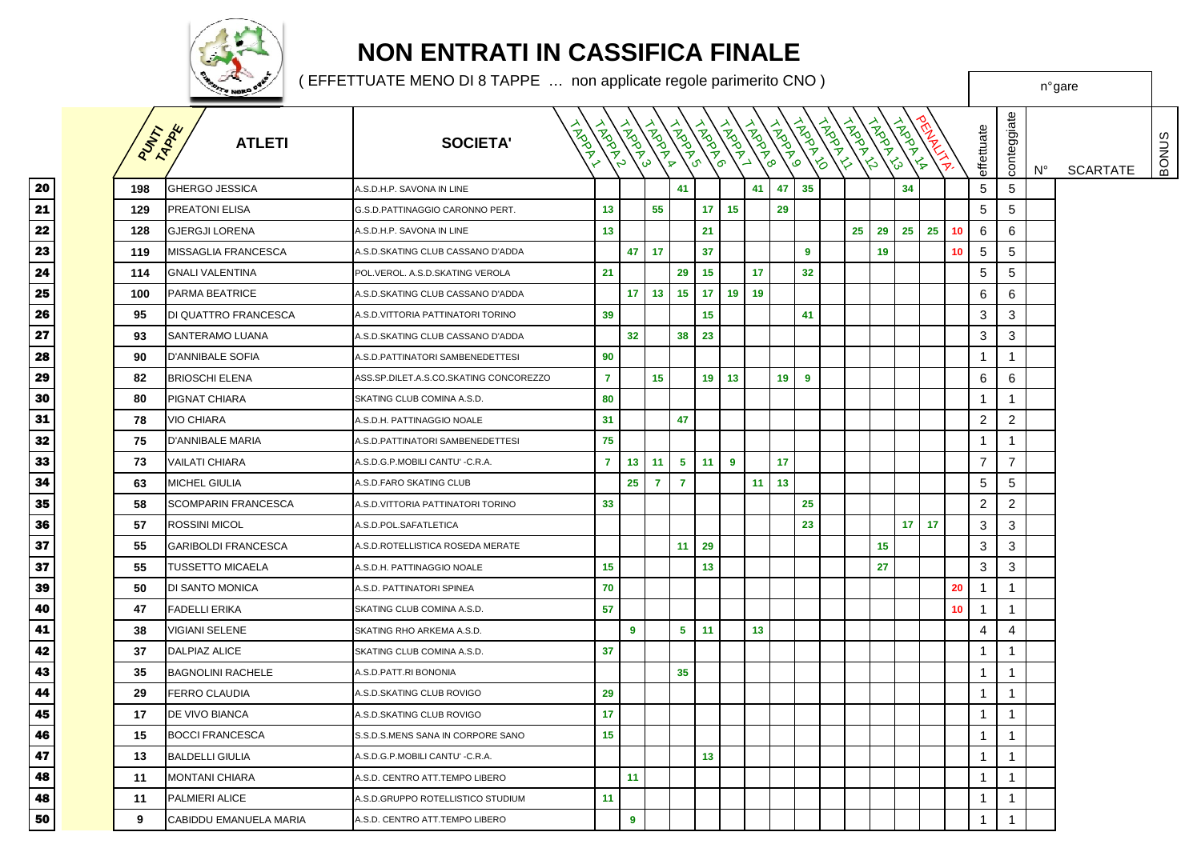# NON ENTRATI IN CASSIFICA FINALE

( EFFETTUATE MENO DI 8 TAPPE … non applicate regole parimerito CNO )

| | PUNTI TAPPE | ATLETI | SOCIETA' | TAPPA 1 | TAPPA 2 | TAPPA 3 | TAPPA 4 | TAPPA 5 | TAPPA 6 | TAPPA 7 | TAPPA 8 | TAPPA 9 | TAPPA 10 | TAPPA 11 | TAPPA 12 | TAPPA 13 | TAPPA 14 | PENALITA' | effettuate | conteggiate | n° gare N° | SCARTATE | BONUS |
|---|---|---|---|---|---|---|---|---|---|---|---|---|---|---|---|---|---|---|---|---|---|---|---|
| 20 | 198 | GHERGO JESSICA | A.S.D.H.P. SAVONA IN LINE | | | | 41 | | | 41 | 47 | 35 | | | | 34 | | | 5 | 5 | | | |
| 21 | 129 | PREATONI ELISA | G.S.D.PATTINAGGIO CARONNO PERT. | 13 | | 55 | | 17 | 15 | | 29 | | | | | | | | 5 | 5 | | | |
| 22 | 128 | GJERGJI LORENA | A.S.D.H.P. SAVONA IN LINE | 13 | | | | 21 | | | | | | 25 | 29 | 25 | 25 | 10 | 6 | 6 | | | |
| 23 | 119 | MISSAGLIA FRANCESCA | A.S.D.SKATING CLUB CASSANO D'ADDA | | 47 | 17 | | 37 | | | | 9 | | | 19 | | | 10 | 5 | 5 | | | |
| 24 | 114 | GNALI VALENTINA | POL.VEROL. A.S.D.SKATING VEROLA | 21 | | | 29 | 15 | | 17 | | 32 | | | | | | | 5 | 5 | | | |
| 25 | 100 | PARMA BEATRICE | A.S.D.SKATING CLUB CASSANO D'ADDA | | 17 | 13 | 15 | 17 | 19 | 19 | | | | | | | | | 6 | 6 | | | |
| 26 | 95 | DI QUATTRO FRANCESCA | A.S.D.VITTORIA PATTINATORI TORINO | 39 | | | | 15 | | | | 41 | | | | | | | 3 | 3 | | | |
| 27 | 93 | SANTERAMO LUANA | A.S.D.SKATING CLUB CASSANO D'ADDA | | 32 | | 38 | 23 | | | | | | | | | | | 3 | 3 | | | |
| 28 | 90 | D'ANNIBALE SOFIA | A.S.D.PATTINATORI SAMBENEDETTESI | 90 | | | | | | | | | | | | | | | 1 | 1 | | | |
| 29 | 82 | BRIOSCHI ELENA | ASS.SP.DILET.A.S.CO.SKATING CONCOREZZO | 7 | | 15 | | 19 | 13 | | 19 | 9 | | | | | | | 6 | 6 | | | |
| 30 | 80 | PIGNAT CHIARA | SKATING CLUB COMINA A.S.D. | 80 | | | | | | | | | | | | | | | 1 | 1 | | | |
| 31 | 78 | VIO CHIARA | A.S.D.H. PATTINAGGIO NOALE | 31 | | | 47 | | | | | | | | | | | | 2 | 2 | | | |
| 32 | 75 | D'ANNIBALE MARIA | A.S.D.PATTINATORI SAMBENEDETTESI | 75 | | | | | | | | | | | | | | | 1 | 1 | | | |
| 33 | 73 | VAILATI CHIARA | A.S.D.G.P.MOBILI CANTU' -C.R.A. | 7 | 13 | 11 | 5 | 11 | 9 | | 17 | | | | | | | | 7 | 7 | | | |
| 34 | 63 | MICHEL GIULIA | A.S.D.FARO SKATING CLUB | | 25 | 7 | 7 | | | 11 | 13 | | | | | | | | 5 | 5 | | | |
| 35 | 58 | SCOMPARIN FRANCESCA | A.S.D.VITTORIA PATTINATORI TORINO | 33 | | | | | | | | 25 | | | | | | | 2 | 2 | | | |
| 36 | 57 | ROSSINI MICOL | A.S.D.POL.SAFATLETICA | | | | | | | | | 23 | | | | 17 | 17 | | 3 | 3 | | | |
| 37 | 55 | GARIBOLDI FRANCESCA | A.S.D.ROTELLISTICA ROSEDA MERATE | | | | 11 | 29 | | | | | | | 15 | | | | 3 | 3 | | | |
| 37 | 55 | TUSSETTO MICAELA | A.S.D.H. PATTINAGGIO NOALE | 15 | | | | 13 | | | | | | | 27 | | | | 3 | 3 | | | |
| 39 | 50 | DI SANTO MONICA | A.S.D. PATTINATORI SPINEA | 70 | | | | | | | | | | | | | | 20 | 1 | 1 | | | |
| 40 | 47 | FADELLI ERIKA | SKATING CLUB COMINA A.S.D. | 57 | | | | | | | | | | | | | | 10 | 1 | 1 | | | |
| 41 | 38 | VIGIANI SELENE | SKATING RHO ARKEMA A.S.D. | | 9 | | 5 | 11 | | 13 | | | | | | | | | 4 | 4 | | | |
| 42 | 37 | DALPIAZ ALICE | SKATING CLUB COMINA A.S.D. | 37 | | | | | | | | | | | | | | | 1 | 1 | | | |
| 43 | 35 | BAGNOLINI RACHELE | A.S.D.PATT.RI BONONIA | | | | 35 | | | | | | | | | | | | 1 | 1 | | | |
| 44 | 29 | FERRO CLAUDIA | A.S.D.SKATING CLUB ROVIGO | 29 | | | | | | | | | | | | | | | 1 | 1 | | | |
| 45 | 17 | DE VIVO BIANCA | A.S.D.SKATING CLUB ROVIGO | 17 | | | | | | | | | | | | | | | 1 | 1 | | | |
| 46 | 15 | BOCCI FRANCESCA | S.S.D.S.MENS SANA IN CORPORE SANO | 15 | | | | | | | | | | | | | | | 1 | 1 | | | |
| 47 | 13 | BALDELLI GIULIA | A.S.D.G.P.MOBILI CANTU' -C.R.A. | | | | | 13 | | | | | | | | | | | 1 | 1 | | | |
| 48 | 11 | MONTANI CHIARA | A.S.D. CENTRO ATT.TEMPO LIBERO | | 11 | | | | | | | | | | | | | | 1 | 1 | | | |
| 48 | 11 | PALMIERI ALICE | A.S.D.GRUPPO ROTELLISTICO STUDIUM | 11 | | | | | | | | | | | | | | | 1 | 1 | | | |
| 50 | 9 | CABIDDU EMANUELA MARIA | A.S.D. CENTRO ATT.TEMPO LIBERO | | 9 | | | | | | | | | | | | | | 1 | 1 | | | |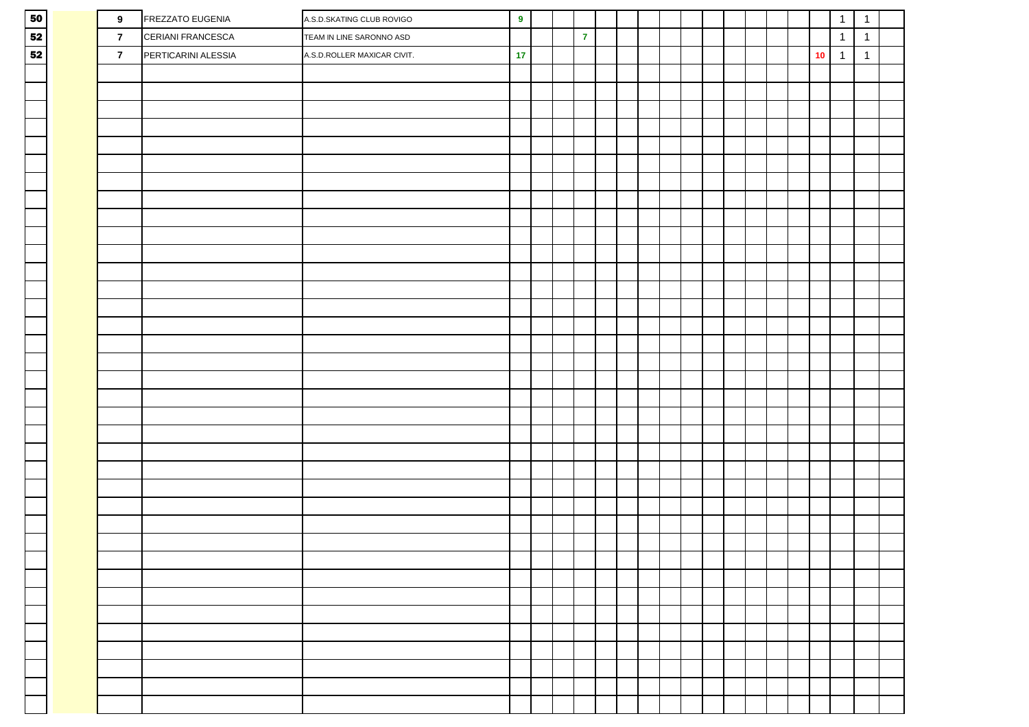| | | | | | | | | | | | | | | | | | | | | | | |
|---|---|---|---|---|---|---|---|---|---|---|---|---|---|---|---|---|---|---|---|---|---|---|
| 50 | | 9 | FREZZATO EUGENIA | A.S.D.SKATING CLUB ROVIGO | 9 | | | | | | | | | | | | | | | 1 | 1 | |
| 52 | | 7 | CERIANI FRANCESCA | TEAM IN LINE SARONNO ASD | | | | 7 | | | | | | | | | | | | 1 | 1 | |
| 52 | | 7 | PERTICARINI ALESSIA | A.S.D.ROLLER MAXICAR CIVIT. | 17 | | | | | | | | | | | | | | 10 | 1 | 1 | |